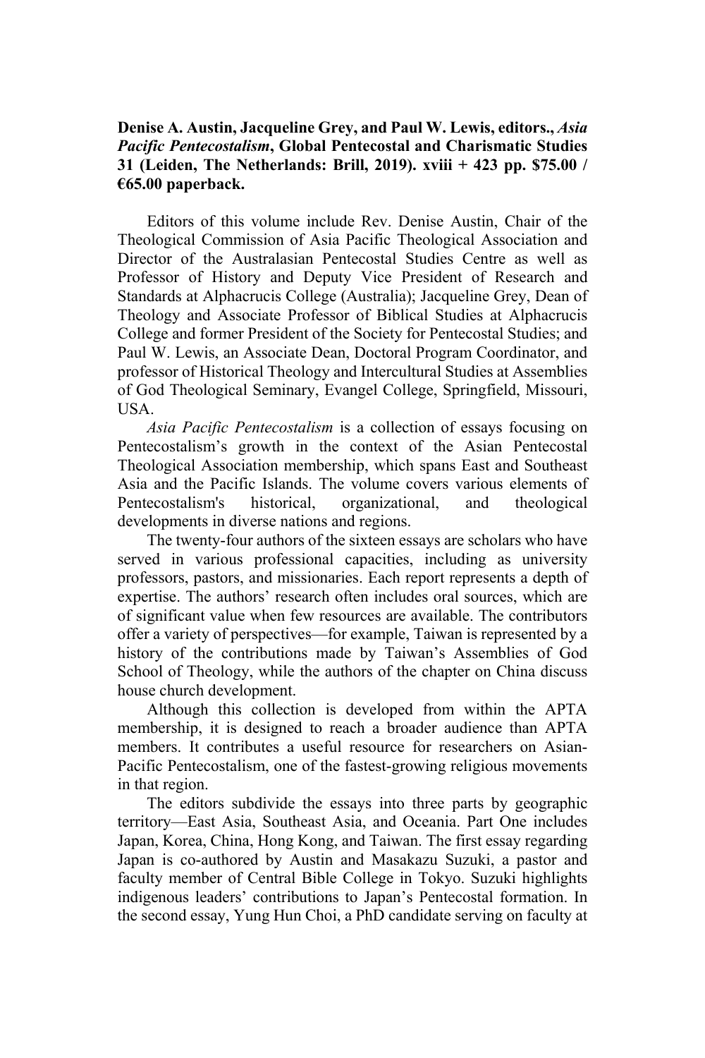**Denise A. Austin, Jacqueline Grey, and Paul W. Lewis, editors., *Asia Pacific Pentecostalism*, Global Pentecostal and Charismatic Studies 31 (Leiden, The Netherlands: Brill, 2019). xviii + 423 pp. $75.00 / €65.00 paperback.**

Editors of this volume include Rev. Denise Austin, Chair of the Theological Commission of Asia Pacific Theological Association and Director of the Australasian Pentecostal Studies Centre as well as Professor of History and Deputy Vice President of Research and Standards at Alphacrucis College (Australia); Jacqueline Grey, Dean of Theology and Associate Professor of Biblical Studies at Alphacrucis College and former President of the Society for Pentecostal Studies; and Paul W. Lewis, an Associate Dean, Doctoral Program Coordinator, and professor of Historical Theology and Intercultural Studies at Assemblies of God Theological Seminary, Evangel College, Springfield, Missouri, USA.

*Asia Pacific Pentecostalism* is a collection of essays focusing on Pentecostalism's growth in the context of the Asian Pentecostal Theological Association membership, which spans East and Southeast Asia and the Pacific Islands. The volume covers various elements of Pentecostalism's historical, organizational, and theological developments in diverse nations and regions.

The twenty-four authors of the sixteen essays are scholars who have served in various professional capacities, including as university professors, pastors, and missionaries. Each report represents a depth of expertise. The authors' research often includes oral sources, which are of significant value when few resources are available. The contributors offer a variety of perspectives—for example, Taiwan is represented by a history of the contributions made by Taiwan's Assemblies of God School of Theology, while the authors of the chapter on China discuss house church development.

Although this collection is developed from within the APTA membership, it is designed to reach a broader audience than APTA members. It contributes a useful resource for researchers on Asian-Pacific Pentecostalism, one of the fastest-growing religious movements in that region.

The editors subdivide the essays into three parts by geographic territory—East Asia, Southeast Asia, and Oceania. Part One includes Japan, Korea, China, Hong Kong, and Taiwan. The first essay regarding Japan is co-authored by Austin and Masakazu Suzuki, a pastor and faculty member of Central Bible College in Tokyo. Suzuki highlights indigenous leaders' contributions to Japan's Pentecostal formation. In the second essay, Yung Hun Choi, a PhD candidate serving on faculty at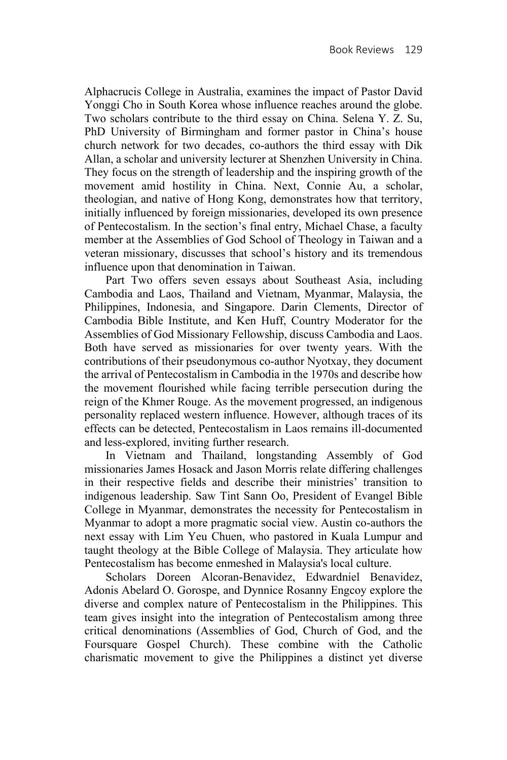Alphacrucis College in Australia, examines the impact of Pastor David Yonggi Cho in South Korea whose influence reaches around the globe. Two scholars contribute to the third essay on China. Selena Y. Z. Su, PhD University of Birmingham and former pastor in China's house church network for two decades, co-authors the third essay with Dik Allan, a scholar and university lecturer at Shenzhen University in China. They focus on the strength of leadership and the inspiring growth of the movement amid hostility in China. Next, Connie Au, a scholar, theologian, and native of Hong Kong, demonstrates how that territory, initially influenced by foreign missionaries, developed its own presence of Pentecostalism. In the section's final entry, Michael Chase, a faculty member at the Assemblies of God School of Theology in Taiwan and a veteran missionary, discusses that school's history and its tremendous influence upon that denomination in Taiwan.

Part Two offers seven essays about Southeast Asia, including Cambodia and Laos, Thailand and Vietnam, Myanmar, Malaysia, the Philippines, Indonesia, and Singapore. Darin Clements, Director of Cambodia Bible Institute, and Ken Huff, Country Moderator for the Assemblies of God Missionary Fellowship, discuss Cambodia and Laos. Both have served as missionaries for over twenty years. With the contributions of their pseudonymous co-author Nyotxay, they document the arrival of Pentecostalism in Cambodia in the 1970s and describe how the movement flourished while facing terrible persecution during the reign of the Khmer Rouge. As the movement progressed, an indigenous personality replaced western influence. However, although traces of its effects can be detected, Pentecostalism in Laos remains ill-documented and less-explored, inviting further research.

In Vietnam and Thailand, longstanding Assembly of God missionaries James Hosack and Jason Morris relate differing challenges in their respective fields and describe their ministries' transition to indigenous leadership. Saw Tint Sann Oo, President of Evangel Bible College in Myanmar, demonstrates the necessity for Pentecostalism in Myanmar to adopt a more pragmatic social view. Austin co-authors the next essay with Lim Yeu Chuen, who pastored in Kuala Lumpur and taught theology at the Bible College of Malaysia. They articulate how Pentecostalism has become enmeshed in Malaysia's local culture.

Scholars Doreen Alcoran-Benavidez, Edwardniel Benavidez, Adonis Abelard O. Gorospe, and Dynnice Rosanny Engcoy explore the diverse and complex nature of Pentecostalism in the Philippines. This team gives insight into the integration of Pentecostalism among three critical denominations (Assemblies of God, Church of God, and the Foursquare Gospel Church). These combine with the Catholic charismatic movement to give the Philippines a distinct yet diverse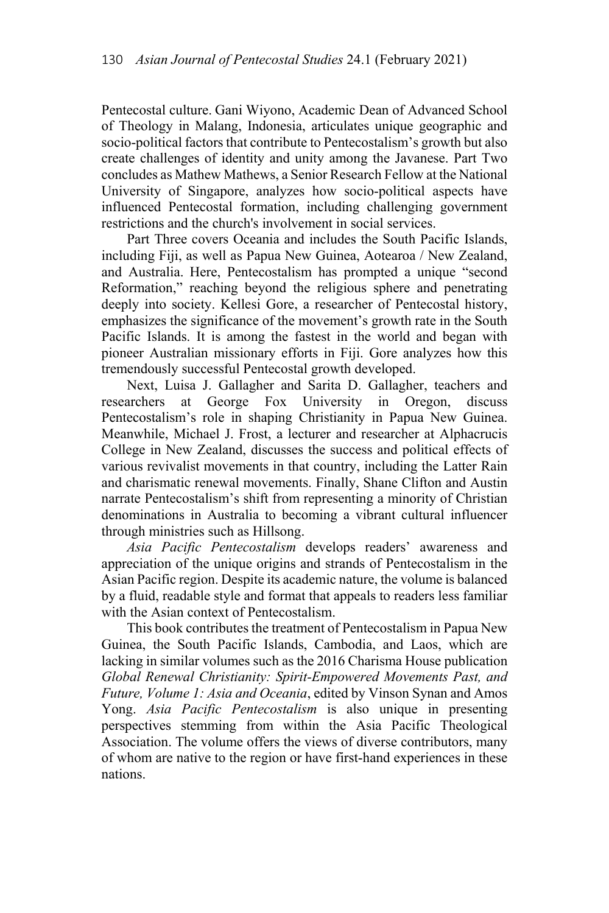Pentecostal culture. Gani Wiyono, Academic Dean of Advanced School of Theology in Malang, Indonesia, articulates unique geographic and socio-political factors that contribute to Pentecostalism's growth but also create challenges of identity and unity among the Javanese. Part Two concludes as Mathew Mathews, a Senior Research Fellow at the National University of Singapore, analyzes how socio-political aspects have influenced Pentecostal formation, including challenging government restrictions and the church's involvement in social services.

Part Three covers Oceania and includes the South Pacific Islands, including Fiji, as well as Papua New Guinea, Aotearoa / New Zealand, and Australia. Here, Pentecostalism has prompted a unique "second Reformation," reaching beyond the religious sphere and penetrating deeply into society. Kellesi Gore, a researcher of Pentecostal history, emphasizes the significance of the movement's growth rate in the South Pacific Islands. It is among the fastest in the world and began with pioneer Australian missionary efforts in Fiji. Gore analyzes how this tremendously successful Pentecostal growth developed.

Next, Luisa J. Gallagher and Sarita D. Gallagher, teachers and researchers at George Fox University in Oregon, discuss Pentecostalism's role in shaping Christianity in Papua New Guinea. Meanwhile, Michael J. Frost, a lecturer and researcher at Alphacrucis College in New Zealand, discusses the success and political effects of various revivalist movements in that country, including the Latter Rain and charismatic renewal movements. Finally, Shane Clifton and Austin narrate Pentecostalism's shift from representing a minority of Christian denominations in Australia to becoming a vibrant cultural influencer through ministries such as Hillsong.

*Asia Pacific Pentecostalism* develops readers' awareness and appreciation of the unique origins and strands of Pentecostalism in the Asian Pacific region. Despite its academic nature, the volume is balanced by a fluid, readable style and format that appeals to readers less familiar with the Asian context of Pentecostalism.

This book contributes the treatment of Pentecostalism in Papua New Guinea, the South Pacific Islands, Cambodia, and Laos, which are lacking in similar volumes such as the 2016 Charisma House publication *Global Renewal Christianity: Spirit-Empowered Movements Past, and Future, Volume 1: Asia and Oceania*, edited by Vinson Synan and Amos Yong. *Asia Pacific Pentecostalism* is also unique in presenting perspectives stemming from within the Asia Pacific Theological Association. The volume offers the views of diverse contributors, many of whom are native to the region or have first-hand experiences in these nations.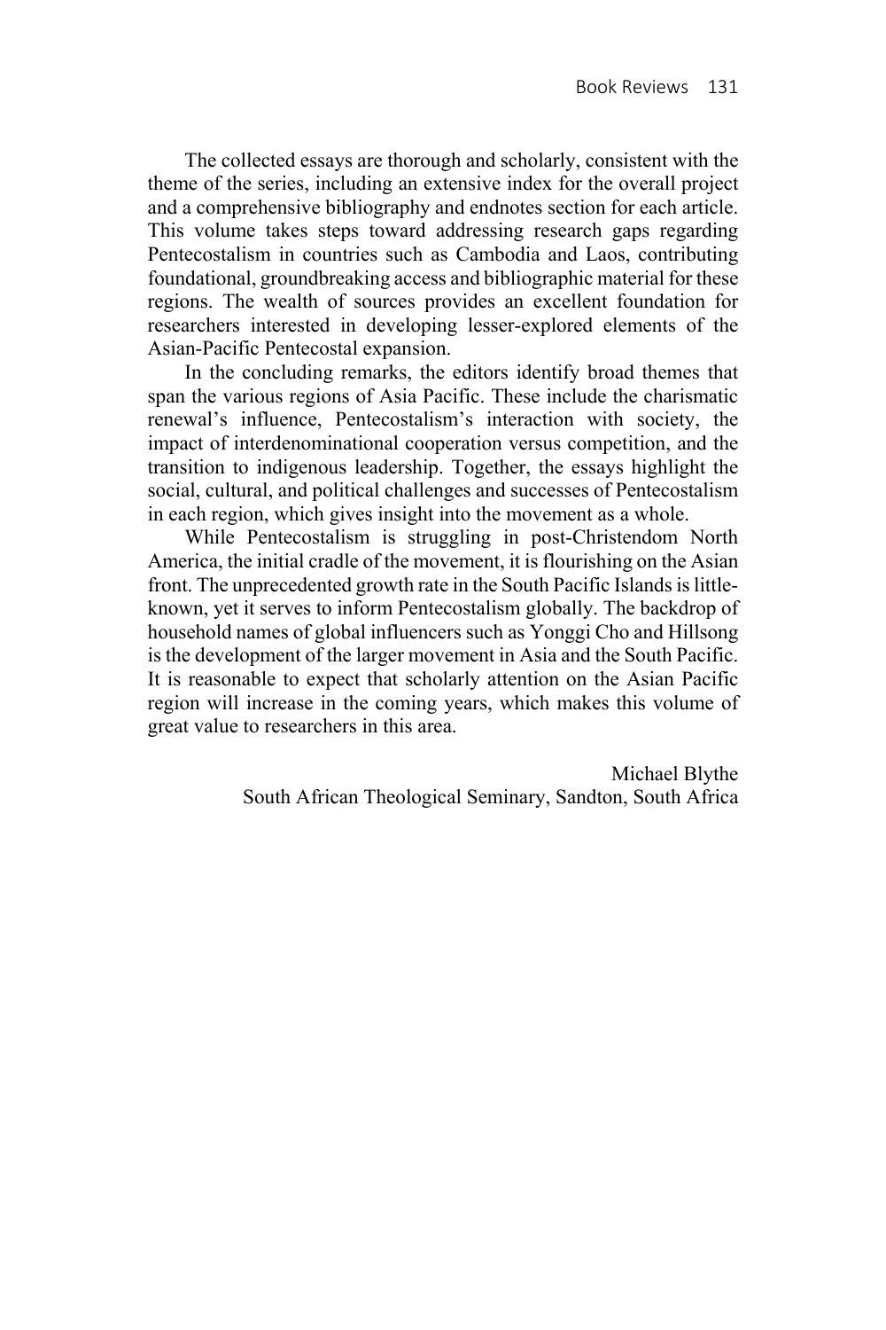The collected essays are thorough and scholarly, consistent with the theme of the series, including an extensive index for the overall project and a comprehensive bibliography and endnotes section for each article. This volume takes steps toward addressing research gaps regarding Pentecostalism in countries such as Cambodia and Laos, contributing foundational, groundbreaking access and bibliographic material for these regions. The wealth of sources provides an excellent foundation for researchers interested in developing lesser-explored elements of the Asian-Pacific Pentecostal expansion.

In the concluding remarks, the editors identify broad themes that span the various regions of Asia Pacific. These include the charismatic renewal's influence, Pentecostalism's interaction with society, the impact of interdenominational cooperation versus competition, and the transition to indigenous leadership. Together, the essays highlight the social, cultural, and political challenges and successes of Pentecostalism in each region, which gives insight into the movement as a whole.

While Pentecostalism is struggling in post-Christendom North America, the initial cradle of the movement, it is flourishing on the Asian front. The unprecedented growth rate in the South Pacific Islands is little-known, yet it serves to inform Pentecostalism globally. The backdrop of household names of global influencers such as Yonggi Cho and Hillsong is the development of the larger movement in Asia and the South Pacific. It is reasonable to expect that scholarly attention on the Asian Pacific region will increase in the coming years, which makes this volume of great value to researchers in this area.

Michael Blythe
South African Theological Seminary, Sandton, South Africa